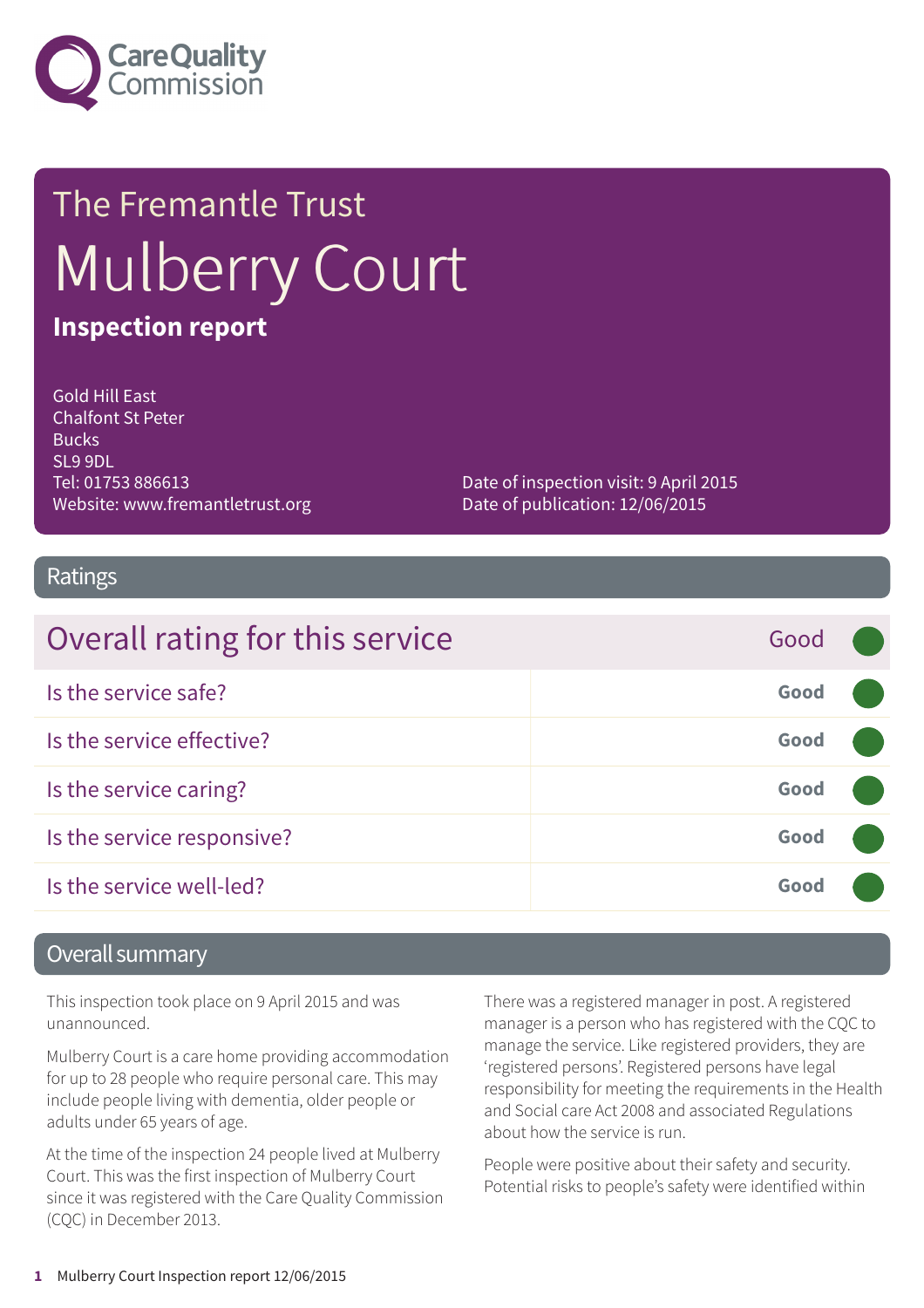Care Quality Commission

# The Fremantle Trust

# Mulberry Court

**Inspection report**

Gold Hill East
Chalfont St Peter
Bucks
SL9 9DL
Tel: 01753 886613
Website: www.fremantletrust.org

Date of inspection visit: 9 April 2015
Date of publication: 12/06/2015

## Ratings

| Overall rating for this service | Good |
|---|---|
| Is the service safe? | **Good** |
| Is the service effective? | **Good** |
| Is the service caring? | **Good** |
| Is the service responsive? | **Good** |
| Is the service well-led? | **Good** |

## Overall summary

This inspection took place on 9 April 2015 and was unannounced.

Mulberry Court is a care home providing accommodation for up to 28 people who require personal care. This may include people living with dementia, older people or adults under 65 years of age.

At the time of the inspection 24 people lived at Mulberry Court. This was the first inspection of Mulberry Court since it was registered with the Care Quality Commission (CQC) in December 2013.

There was a registered manager in post. A registered manager is a person who has registered with the CQC to manage the service. Like registered providers, they are 'registered persons'. Registered persons have legal responsibility for meeting the requirements in the Health and Social care Act 2008 and associated Regulations about how the service is run.

People were positive about their safety and security. Potential risks to people's safety were identified within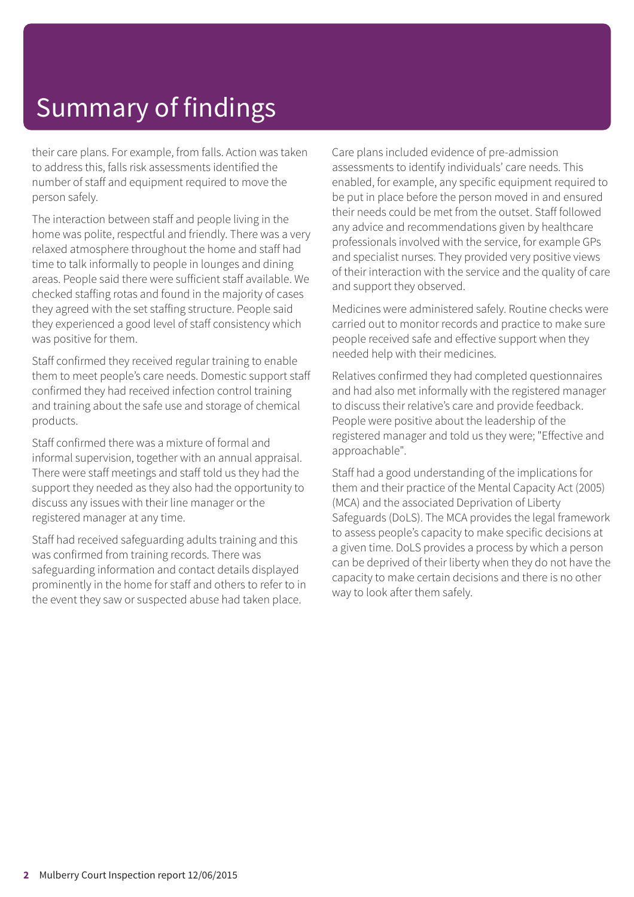# Summary of findings

their care plans. For example, from falls. Action was taken to address this, falls risk assessments identified the number of staff and equipment required to move the person safely.

The interaction between staff and people living in the home was polite, respectful and friendly. There was a very relaxed atmosphere throughout the home and staff had time to talk informally to people in lounges and dining areas. People said there were sufficient staff available. We checked staffing rotas and found in the majority of cases they agreed with the set staffing structure. People said they experienced a good level of staff consistency which was positive for them.

Staff confirmed they received regular training to enable them to meet people's care needs. Domestic support staff confirmed they had received infection control training and training about the safe use and storage of chemical products.

Staff confirmed there was a mixture of formal and informal supervision, together with an annual appraisal. There were staff meetings and staff told us they had the support they needed as they also had the opportunity to discuss any issues with their line manager or the registered manager at any time.

Staff had received safeguarding adults training and this was confirmed from training records. There was safeguarding information and contact details displayed prominently in the home for staff and others to refer to in the event they saw or suspected abuse had taken place.

Care plans included evidence of pre-admission assessments to identify individuals' care needs. This enabled, for example, any specific equipment required to be put in place before the person moved in and ensured their needs could be met from the outset. Staff followed any advice and recommendations given by healthcare professionals involved with the service, for example GPs and specialist nurses. They provided very positive views of their interaction with the service and the quality of care and support they observed.

Medicines were administered safely. Routine checks were carried out to monitor records and practice to make sure people received safe and effective support when they needed help with their medicines.

Relatives confirmed they had completed questionnaires and had also met informally with the registered manager to discuss their relative's care and provide feedback. People were positive about the leadership of the registered manager and told us they were; "Effective and approachable".

Staff had a good understanding of the implications for them and their practice of the Mental Capacity Act (2005) (MCA) and the associated Deprivation of Liberty Safeguards (DoLS). The MCA provides the legal framework to assess people's capacity to make specific decisions at a given time. DoLS provides a process by which a person can be deprived of their liberty when they do not have the capacity to make certain decisions and there is no other way to look after them safely.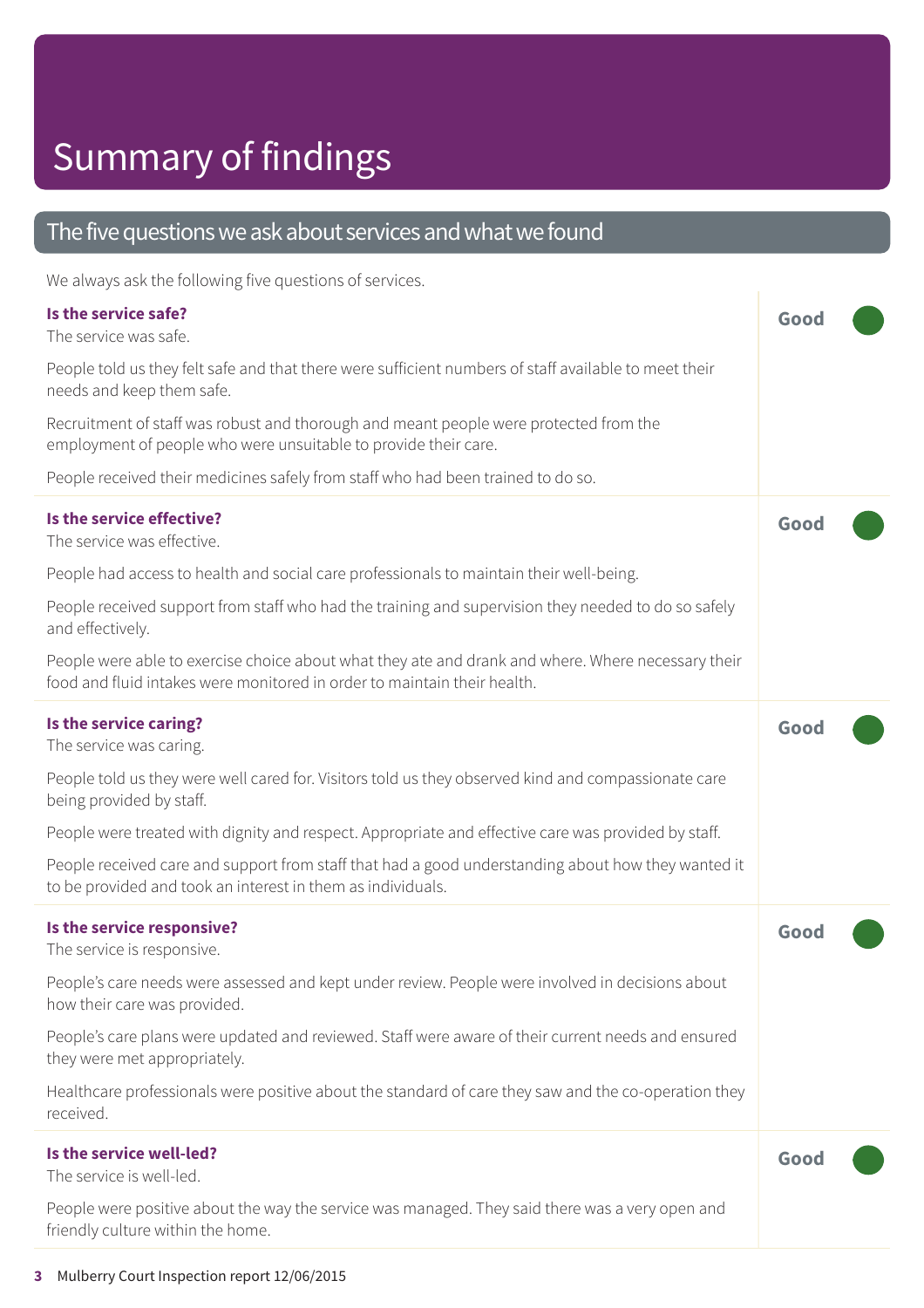# Summary of findings

## The five questions we ask about services and what we found

We always ask the following five questions of services.

### Is the service safe?

**Good**

The service was safe.

People told us they felt safe and that there were sufficient numbers of staff available to meet their needs and keep them safe.

Recruitment of staff was robust and thorough and meant people were protected from the employment of people who were unsuitable to provide their care.

People received their medicines safely from staff who had been trained to do so.

### Is the service effective?

**Good**

The service was effective.

People had access to health and social care professionals to maintain their well-being.

People received support from staff who had the training and supervision they needed to do so safely and effectively.

People were able to exercise choice about what they ate and drank and where. Where necessary their food and fluid intakes were monitored in order to maintain their health.

### Is the service caring?

**Good**

The service was caring.

People told us they were well cared for. Visitors told us they observed kind and compassionate care being provided by staff.

People were treated with dignity and respect. Appropriate and effective care was provided by staff.

People received care and support from staff that had a good understanding about how they wanted it to be provided and took an interest in them as individuals.

### Is the service responsive?

**Good**

The service is responsive.

People's care needs were assessed and kept under review. People were involved in decisions about how their care was provided.

People's care plans were updated and reviewed. Staff were aware of their current needs and ensured they were met appropriately.

Healthcare professionals were positive about the standard of care they saw and the co-operation they received.

### Is the service well-led?

**Good**

The service is well-led.

People were positive about the way the service was managed. They said there was a very open and friendly culture within the home.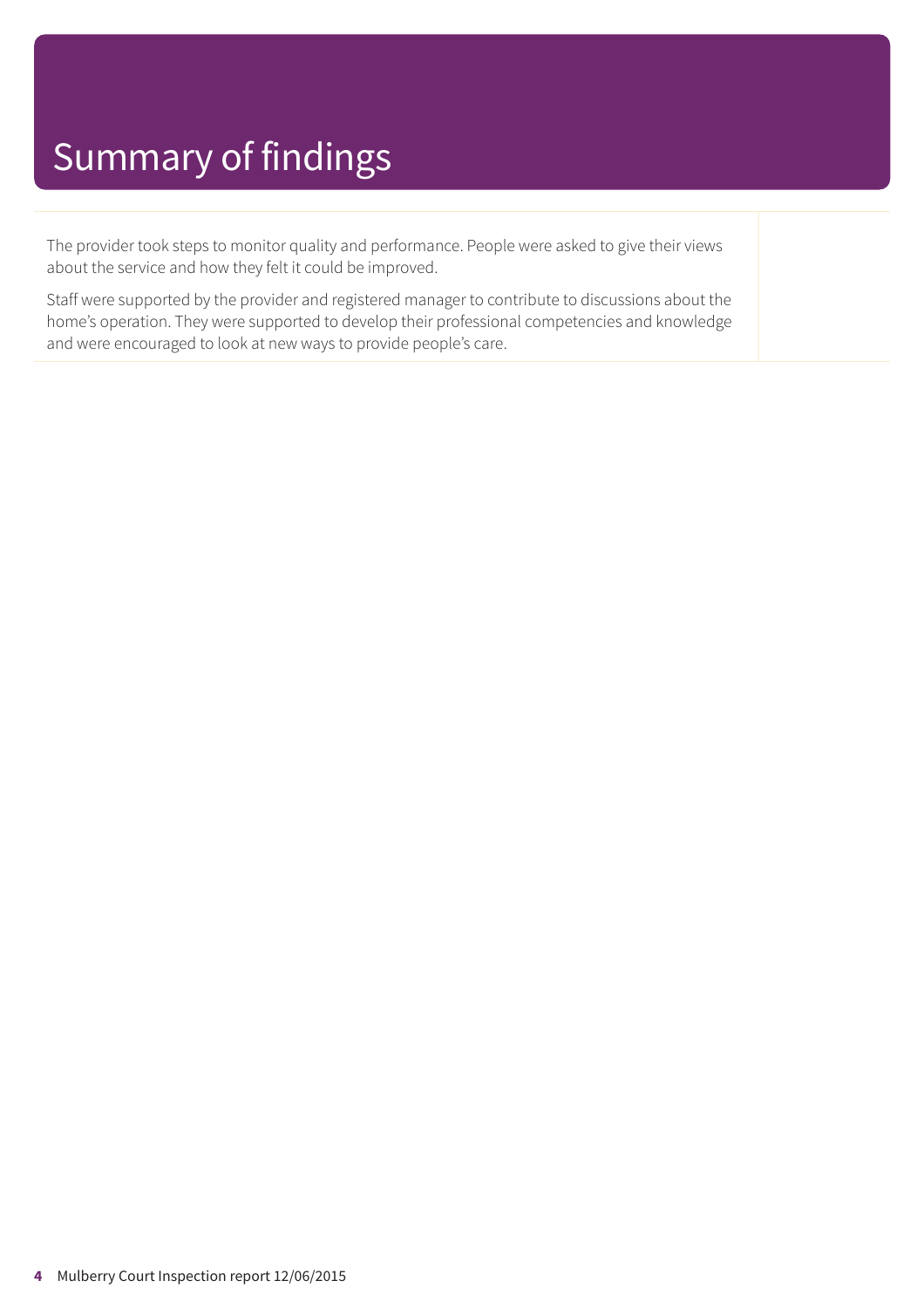# Summary of findings

The provider took steps to monitor quality and performance. People were asked to give their views about the service and how they felt it could be improved.

Staff were supported by the provider and registered manager to contribute to discussions about the home's operation. They were supported to develop their professional competencies and knowledge and were encouraged to look at new ways to provide people's care.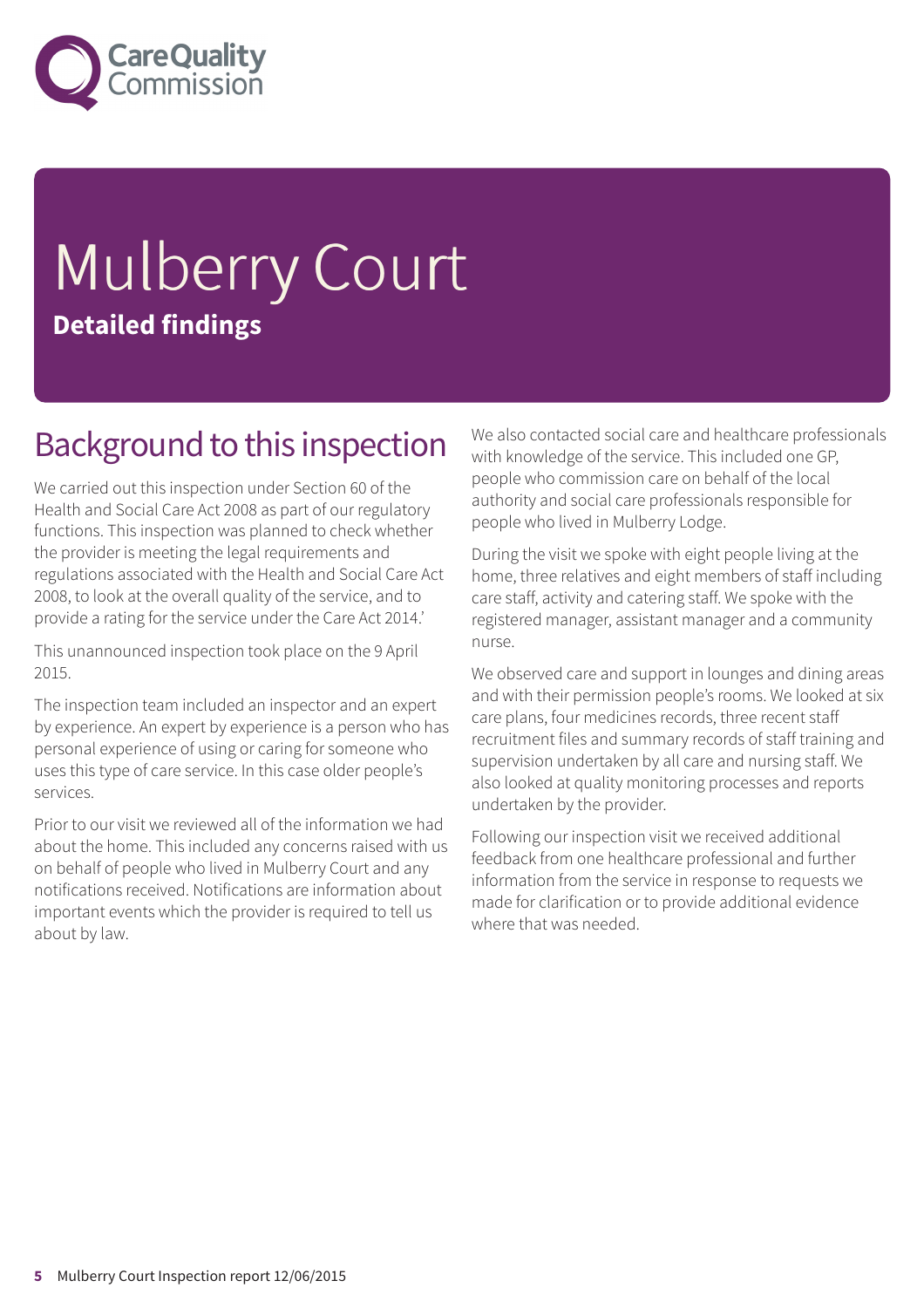# Mulberry Court

**Detailed findings**

## Background to this inspection

We carried out this inspection under Section 60 of the Health and Social Care Act 2008 as part of our regulatory functions. This inspection was planned to check whether the provider is meeting the legal requirements and regulations associated with the Health and Social Care Act 2008, to look at the overall quality of the service, and to provide a rating for the service under the Care Act 2014.'

This unannounced inspection took place on the 9 April 2015.

The inspection team included an inspector and an expert by experience. An expert by experience is a person who has personal experience of using or caring for someone who uses this type of care service. In this case older people's services.

Prior to our visit we reviewed all of the information we had about the home. This included any concerns raised with us on behalf of people who lived in Mulberry Court and any notifications received. Notifications are information about important events which the provider is required to tell us about by law.

We also contacted social care and healthcare professionals with knowledge of the service. This included one GP, people who commission care on behalf of the local authority and social care professionals responsible for people who lived in Mulberry Lodge.

During the visit we spoke with eight people living at the home, three relatives and eight members of staff including care staff, activity and catering staff. We spoke with the registered manager, assistant manager and a community nurse.

We observed care and support in lounges and dining areas and with their permission people's rooms. We looked at six care plans, four medicines records, three recent staff recruitment files and summary records of staff training and supervision undertaken by all care and nursing staff. We also looked at quality monitoring processes and reports undertaken by the provider.

Following our inspection visit we received additional feedback from one healthcare professional and further information from the service in response to requests we made for clarification or to provide additional evidence where that was needed.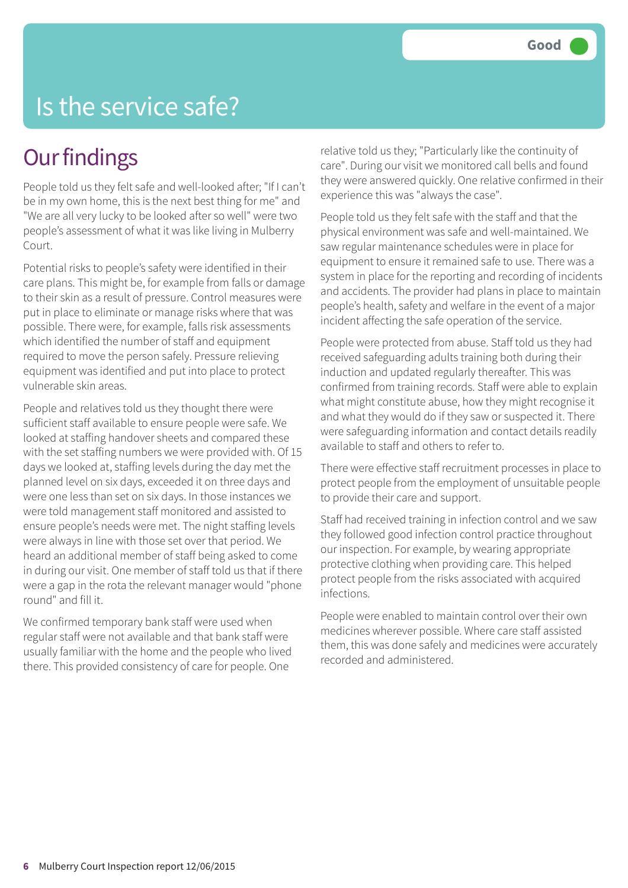Good

# Is the service safe?

## Our findings

People told us they felt safe and well-looked after; "If I can't be in my own home, this is the next best thing for me" and "We are all very lucky to be looked after so well" were two people's assessment of what it was like living in Mulberry Court.

Potential risks to people's safety were identified in their care plans. This might be, for example from falls or damage to their skin as a result of pressure. Control measures were put in place to eliminate or manage risks where that was possible. There were, for example, falls risk assessments which identified the number of staff and equipment required to move the person safely. Pressure relieving equipment was identified and put into place to protect vulnerable skin areas.

People and relatives told us they thought there were sufficient staff available to ensure people were safe. We looked at staffing handover sheets and compared these with the set staffing numbers we were provided with. Of 15 days we looked at, staffing levels during the day met the planned level on six days, exceeded it on three days and were one less than set on six days. In those instances we were told management staff monitored and assisted to ensure people's needs were met. The night staffing levels were always in line with those set over that period. We heard an additional member of staff being asked to come in during our visit. One member of staff told us that if there were a gap in the rota the relevant manager would "phone round" and fill it.

We confirmed temporary bank staff were used when regular staff were not available and that bank staff were usually familiar with the home and the people who lived there. This provided consistency of care for people. One relative told us they; "Particularly like the continuity of care". During our visit we monitored call bells and found they were answered quickly. One relative confirmed in their experience this was "always the case".

People told us they felt safe with the staff and that the physical environment was safe and well-maintained. We saw regular maintenance schedules were in place for equipment to ensure it remained safe to use. There was a system in place for the reporting and recording of incidents and accidents. The provider had plans in place to maintain people's health, safety and welfare in the event of a major incident affecting the safe operation of the service.

People were protected from abuse. Staff told us they had received safeguarding adults training both during their induction and updated regularly thereafter. This was confirmed from training records. Staff were able to explain what might constitute abuse, how they might recognise it and what they would do if they saw or suspected it. There were safeguarding information and contact details readily available to staff and others to refer to.

There were effective staff recruitment processes in place to protect people from the employment of unsuitable people to provide their care and support.

Staff had received training in infection control and we saw they followed good infection control practice throughout our inspection. For example, by wearing appropriate protective clothing when providing care. This helped protect people from the risks associated with acquired infections.

People were enabled to maintain control over their own medicines wherever possible. Where care staff assisted them, this was done safely and medicines were accurately recorded and administered.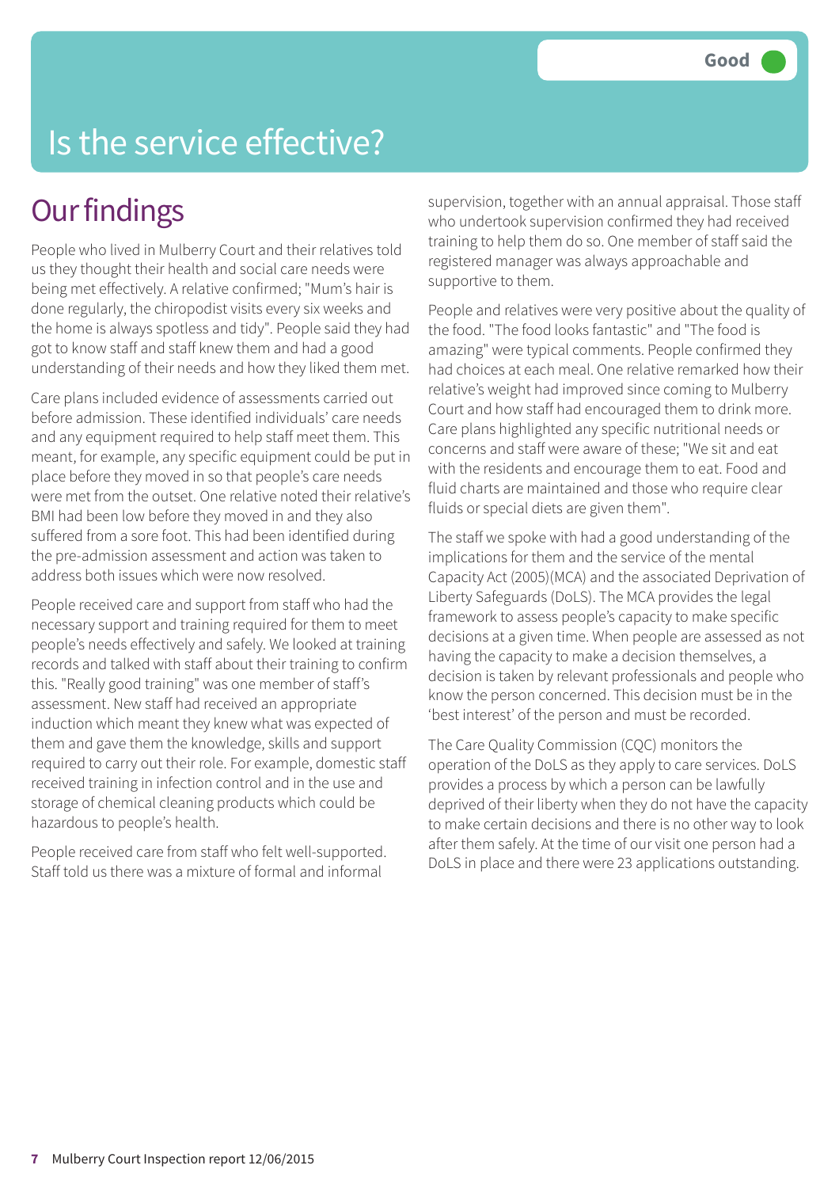Good

# Is the service effective?

## Our findings

People who lived in Mulberry Court and their relatives told us they thought their health and social care needs were being met effectively. A relative confirmed; "Mum's hair is done regularly, the chiropodist visits every six weeks and the home is always spotless and tidy". People said they had got to know staff and staff knew them and had a good understanding of their needs and how they liked them met.

Care plans included evidence of assessments carried out before admission. These identified individuals' care needs and any equipment required to help staff meet them. This meant, for example, any specific equipment could be put in place before they moved in so that people's care needs were met from the outset. One relative noted their relative's BMI had been low before they moved in and they also suffered from a sore foot. This had been identified during the pre-admission assessment and action was taken to address both issues which were now resolved.

People received care and support from staff who had the necessary support and training required for them to meet people's needs effectively and safely. We looked at training records and talked with staff about their training to confirm this. "Really good training" was one member of staff's assessment. New staff had received an appropriate induction which meant they knew what was expected of them and gave them the knowledge, skills and support required to carry out their role. For example, domestic staff received training in infection control and in the use and storage of chemical cleaning products which could be hazardous to people's health.

People received care from staff who felt well-supported. Staff told us there was a mixture of formal and informal supervision, together with an annual appraisal. Those staff who undertook supervision confirmed they had received training to help them do so. One member of staff said the registered manager was always approachable and supportive to them.

People and relatives were very positive about the quality of the food. "The food looks fantastic" and "The food is amazing" were typical comments. People confirmed they had choices at each meal. One relative remarked how their relative's weight had improved since coming to Mulberry Court and how staff had encouraged them to drink more. Care plans highlighted any specific nutritional needs or concerns and staff were aware of these; "We sit and eat with the residents and encourage them to eat. Food and fluid charts are maintained and those who require clear fluids or special diets are given them".

The staff we spoke with had a good understanding of the implications for them and the service of the mental Capacity Act (2005)(MCA) and the associated Deprivation of Liberty Safeguards (DoLS). The MCA provides the legal framework to assess people's capacity to make specific decisions at a given time. When people are assessed as not having the capacity to make a decision themselves, a decision is taken by relevant professionals and people who know the person concerned. This decision must be in the 'best interest' of the person and must be recorded.

The Care Quality Commission (CQC) monitors the operation of the DoLS as they apply to care services. DoLS provides a process by which a person can be lawfully deprived of their liberty when they do not have the capacity to make certain decisions and there is no other way to look after them safely. At the time of our visit one person had a DoLS in place and there were 23 applications outstanding.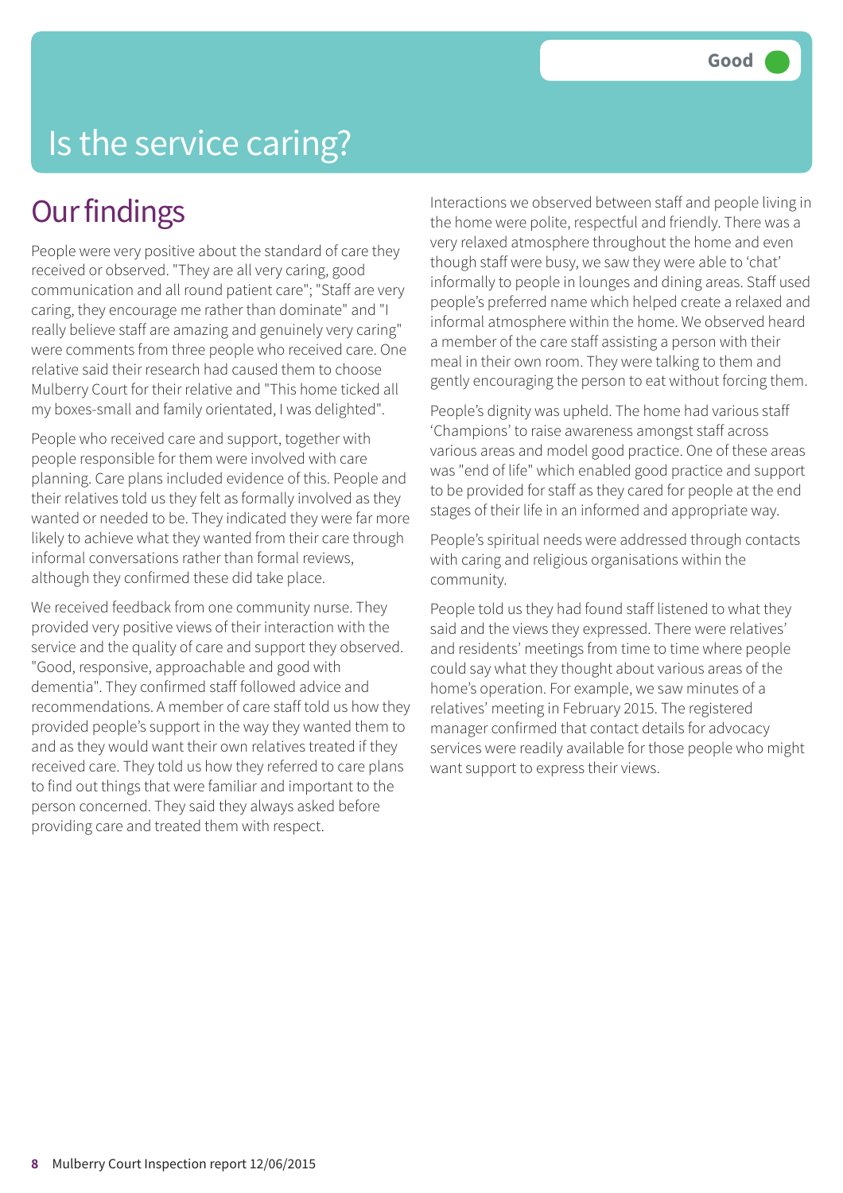# Is the service caring?

Good

## Our findings

People were very positive about the standard of care they received or observed. "They are all very caring, good communication and all round patient care"; "Staff are very caring, they encourage me rather than dominate" and "I really believe staff are amazing and genuinely very caring" were comments from three people who received care. One relative said their research had caused them to choose Mulberry Court for their relative and "This home ticked all my boxes-small and family orientated, I was delighted".

People who received care and support, together with people responsible for them were involved with care planning. Care plans included evidence of this. People and their relatives told us they felt as formally involved as they wanted or needed to be. They indicated they were far more likely to achieve what they wanted from their care through informal conversations rather than formal reviews, although they confirmed these did take place.

We received feedback from one community nurse. They provided very positive views of their interaction with the service and the quality of care and support they observed. "Good, responsive, approachable and good with dementia". They confirmed staff followed advice and recommendations. A member of care staff told us how they provided people's support in the way they wanted them to and as they would want their own relatives treated if they received care. They told us how they referred to care plans to find out things that were familiar and important to the person concerned. They said they always asked before providing care and treated them with respect.

Interactions we observed between staff and people living in the home were polite, respectful and friendly. There was a very relaxed atmosphere throughout the home and even though staff were busy, we saw they were able to 'chat' informally to people in lounges and dining areas. Staff used people's preferred name which helped create a relaxed and informal atmosphere within the home. We observed heard a member of the care staff assisting a person with their meal in their own room. They were talking to them and gently encouraging the person to eat without forcing them.

People's dignity was upheld. The home had various staff 'Champions' to raise awareness amongst staff across various areas and model good practice. One of these areas was "end of life" which enabled good practice and support to be provided for staff as they cared for people at the end stages of their life in an informed and appropriate way.

People's spiritual needs were addressed through contacts with caring and religious organisations within the community.

People told us they had found staff listened to what they said and the views they expressed. There were relatives' and residents' meetings from time to time where people could say what they thought about various areas of the home's operation. For example, we saw minutes of a relatives' meeting in February 2015. The registered manager confirmed that contact details for advocacy services were readily available for those people who might want support to express their views.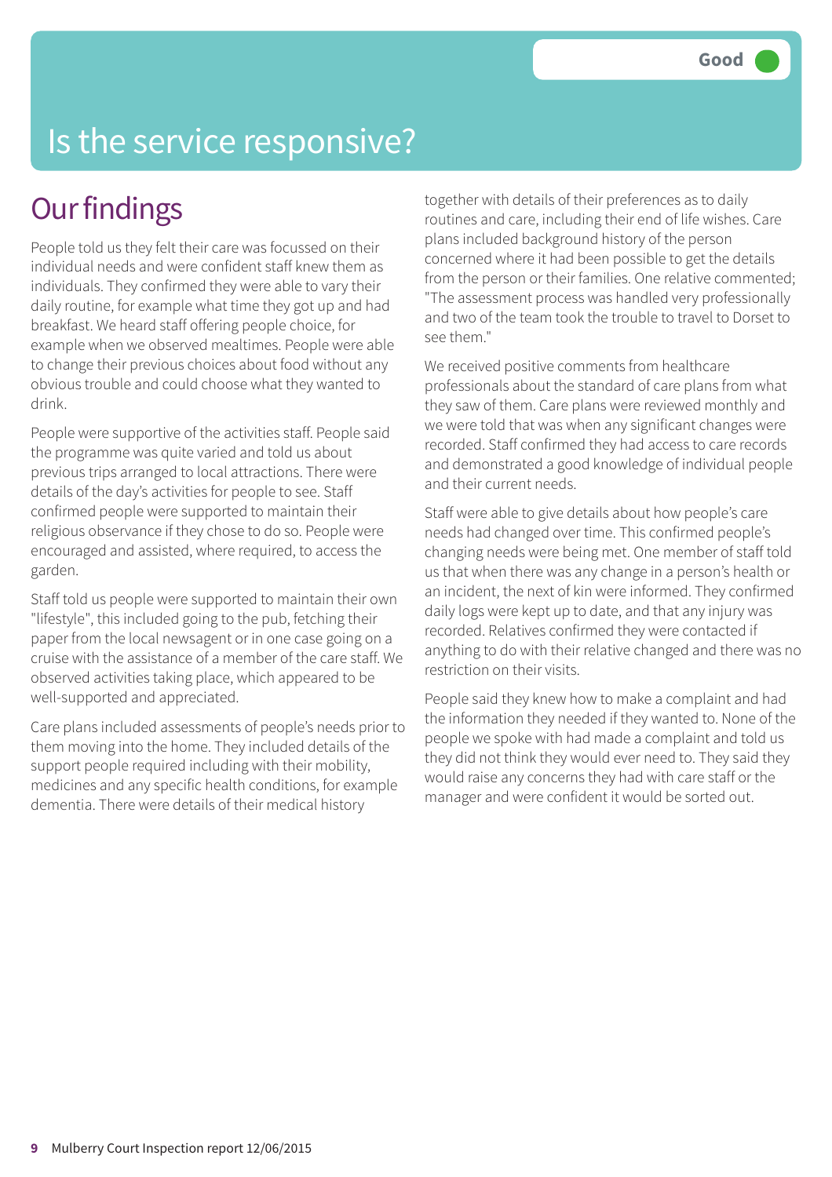Good

# Is the service responsive?

## Our findings

People told us they felt their care was focussed on their individual needs and were confident staff knew them as individuals. They confirmed they were able to vary their daily routine, for example what time they got up and had breakfast. We heard staff offering people choice, for example when we observed mealtimes. People were able to change their previous choices about food without any obvious trouble and could choose what they wanted to drink.

People were supportive of the activities staff. People said the programme was quite varied and told us about previous trips arranged to local attractions. There were details of the day's activities for people to see. Staff confirmed people were supported to maintain their religious observance if they chose to do so. People were encouraged and assisted, where required, to access the garden.

Staff told us people were supported to maintain their own "lifestyle", this included going to the pub, fetching their paper from the local newsagent or in one case going on a cruise with the assistance of a member of the care staff. We observed activities taking place, which appeared to be well-supported and appreciated.

Care plans included assessments of people's needs prior to them moving into the home. They included details of the support people required including with their mobility, medicines and any specific health conditions, for example dementia. There were details of their medical history together with details of their preferences as to daily routines and care, including their end of life wishes. Care plans included background history of the person concerned where it had been possible to get the details from the person or their families. One relative commented; "The assessment process was handled very professionally and two of the team took the trouble to travel to Dorset to see them."

We received positive comments from healthcare professionals about the standard of care plans from what they saw of them. Care plans were reviewed monthly and we were told that was when any significant changes were recorded. Staff confirmed they had access to care records and demonstrated a good knowledge of individual people and their current needs.

Staff were able to give details about how people's care needs had changed over time. This confirmed people's changing needs were being met. One member of staff told us that when there was any change in a person's health or an incident, the next of kin were informed. They confirmed daily logs were kept up to date, and that any injury was recorded. Relatives confirmed they were contacted if anything to do with their relative changed and there was no restriction on their visits.

People said they knew how to make a complaint and had the information they needed if they wanted to. None of the people we spoke with had made a complaint and told us they did not think they would ever need to. They said they would raise any concerns they had with care staff or the manager and were confident it would be sorted out.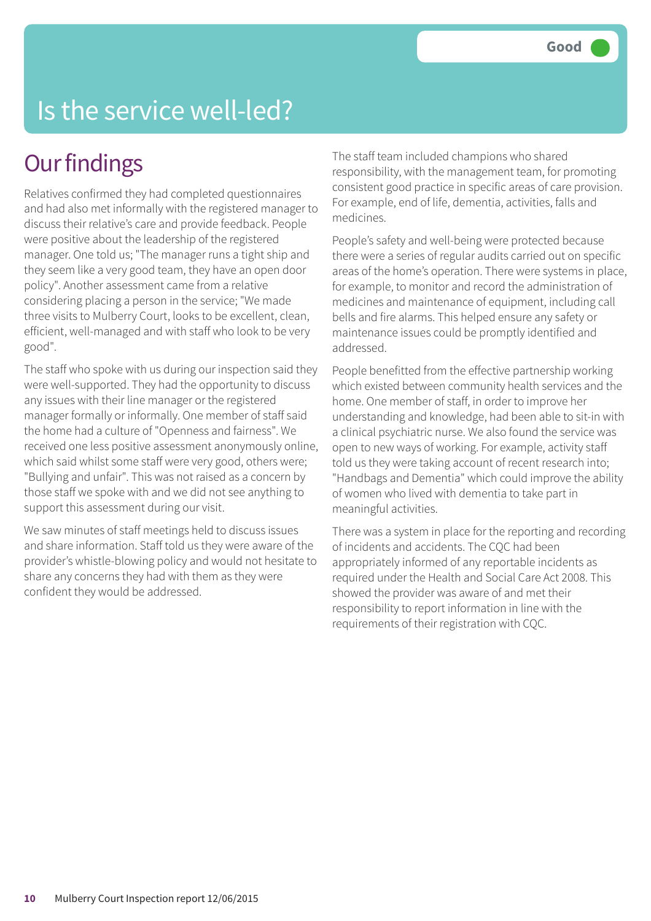Good

# Is the service well-led?

## Our findings

Relatives confirmed they had completed questionnaires and had also met informally with the registered manager to discuss their relative's care and provide feedback. People were positive about the leadership of the registered manager. One told us; "The manager runs a tight ship and they seem like a very good team, they have an open door policy". Another assessment came from a relative considering placing a person in the service; "We made three visits to Mulberry Court, looks to be excellent, clean, efficient, well-managed and with staff who look to be very good".

The staff who spoke with us during our inspection said they were well-supported. They had the opportunity to discuss any issues with their line manager or the registered manager formally or informally. One member of staff said the home had a culture of "Openness and fairness". We received one less positive assessment anonymously online, which said whilst some staff were very good, others were; "Bullying and unfair". This was not raised as a concern by those staff we spoke with and we did not see anything to support this assessment during our visit.

We saw minutes of staff meetings held to discuss issues and share information. Staff told us they were aware of the provider's whistle-blowing policy and would not hesitate to share any concerns they had with them as they were confident they would be addressed.

The staff team included champions who shared responsibility, with the management team, for promoting consistent good practice in specific areas of care provision. For example, end of life, dementia, activities, falls and medicines.

People's safety and well-being were protected because there were a series of regular audits carried out on specific areas of the home's operation. There were systems in place, for example, to monitor and record the administration of medicines and maintenance of equipment, including call bells and fire alarms. This helped ensure any safety or maintenance issues could be promptly identified and addressed.

People benefitted from the effective partnership working which existed between community health services and the home. One member of staff, in order to improve her understanding and knowledge, had been able to sit-in with a clinical psychiatric nurse. We also found the service was open to new ways of working. For example, activity staff told us they were taking account of recent research into; "Handbags and Dementia" which could improve the ability of women who lived with dementia to take part in meaningful activities.

There was a system in place for the reporting and recording of incidents and accidents. The CQC had been appropriately informed of any reportable incidents as required under the Health and Social Care Act 2008. This showed the provider was aware of and met their responsibility to report information in line with the requirements of their registration with CQC.